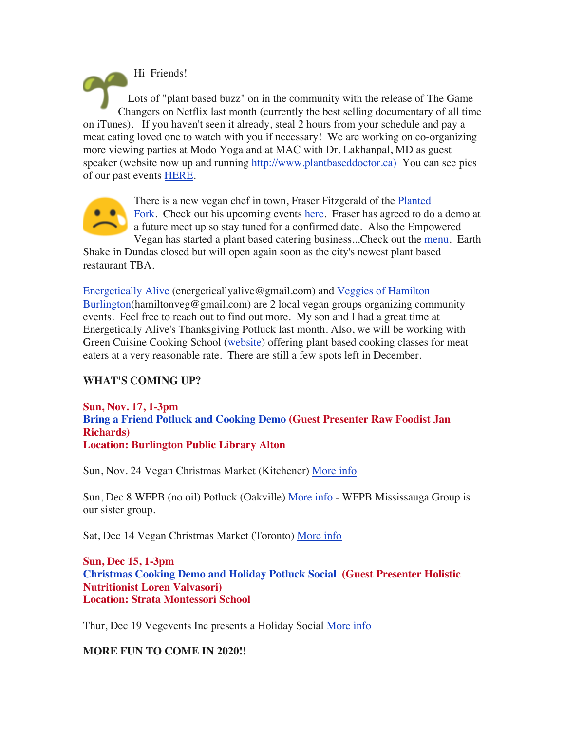Hi Friends!

Lots of "plant based buzz" on in the community with the release of The Game Changers on Netflix last month (currently the best selling documentary of all time on iTunes). If you haven't seen it already, steal 2 hours from your schedule and pay a meat eating loved one to watch with you if necessary! We are working on co-organizing more viewing parties at Modo Yoga and at MAC with Dr. Lakhanpal, MD as guest speaker (website now up and running http://www.plantbaseddoctor.ca) You can see pics of our past events HERE.

There is a new vegan chef in town, Fraser Fitzgerald of the Planted Fork. Check out his upcoming events here. Fraser has agreed to do a demo at a future meet up so stay tuned for a confirmed date. Also the Empowered Vegan has started a plant based catering business...Check out the menu. Earth Shake in Dundas closed but will open again soon as the city's newest plant based restaurant TBA.

Energetically Alive (energeticallyalive@gmail.com) and Veggies of Hamilton Burlington(hamiltonveg@gmail.com) are 2 local vegan groups organizing community events. Feel free to reach out to find out more. My son and I had a great time at Energetically Alive's Thanksgiving Potluck last month. Also, we will be working with Green Cuisine Cooking School (website) offering plant based cooking classes for meat eaters at a very reasonable rate. There are still a few spots left in December.

**WHAT'S COMING UP?**

**Sun, Nov. 17, 1-3pm**
**Bring a Friend Potluck and Cooking Demo (Guest Presenter Raw Foodist Jan Richards)**
**Location: Burlington Public Library Alton**

Sun, Nov. 24 Vegan Christmas Market (Kitchener) More info

Sun, Dec 8 WFPB (no oil) Potluck (Oakville) More info - WFPB Mississauga Group is our sister group.

Sat, Dec 14 Vegan Christmas Market (Toronto) More info

**Sun, Dec 15, 1-3pm**
**Christmas Cooking Demo and Holiday Potluck Social (Guest Presenter Holistic Nutritionist Loren Valvasori)**
**Location: Strata Montessori School**

Thur, Dec 19 Vegevents Inc presents a Holiday Social More info

**MORE FUN TO COME IN 2020!!**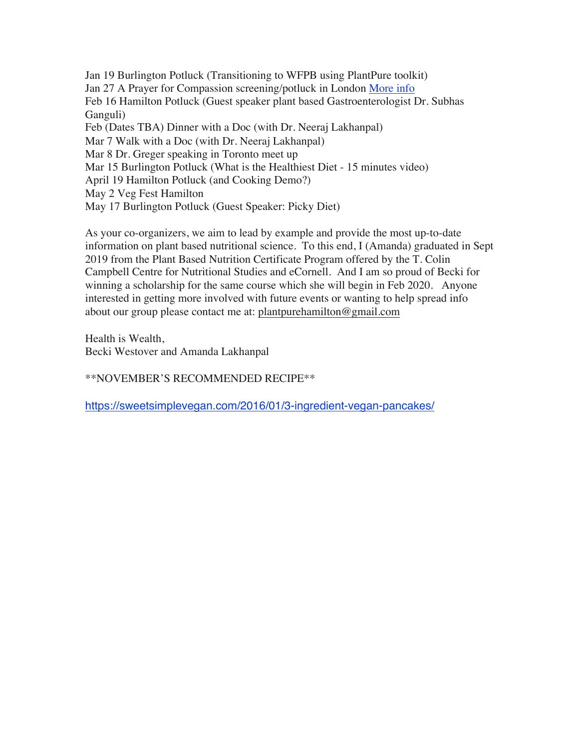Jan 19 Burlington Potluck (Transitioning to WFPB using PlantPure toolkit)
Jan 27 A Prayer for Compassion screening/potluck in London [More info]
Feb 16 Hamilton Potluck (Guest speaker plant based Gastroenterologist Dr. Subhas Ganguli)
Feb (Dates TBA) Dinner with a Doc (with Dr. Neeraj Lakhanpal)
Mar 7 Walk with a Doc (with Dr. Neeraj Lakhanpal)
Mar 8 Dr. Greger speaking in Toronto meet up
Mar 15 Burlington Potluck (What is the Healthiest Diet - 15 minutes video)
April 19 Hamilton Potluck (and Cooking Demo?)
May 2 Veg Fest Hamilton
May 17 Burlington Potluck (Guest Speaker: Picky Diet)

As your co-organizers, we aim to lead by example and provide the most up-to-date information on plant based nutritional science. To this end, I (Amanda) graduated in Sept 2019 from the Plant Based Nutrition Certificate Program offered by the T. Colin Campbell Centre for Nutritional Studies and eCornell. And I am so proud of Becki for winning a scholarship for the same course which she will begin in Feb 2020. Anyone interested in getting more involved with future events or wanting to help spread info about our group please contact me at: plantpurehamilton@gmail.com

Health is Wealth,
Becki Westover and Amanda Lakhanpal

**NOVEMBER'S RECOMMENDED RECIPE**

https://sweetsimplevegan.com/2016/01/3-ingredient-vegan-pancakes/